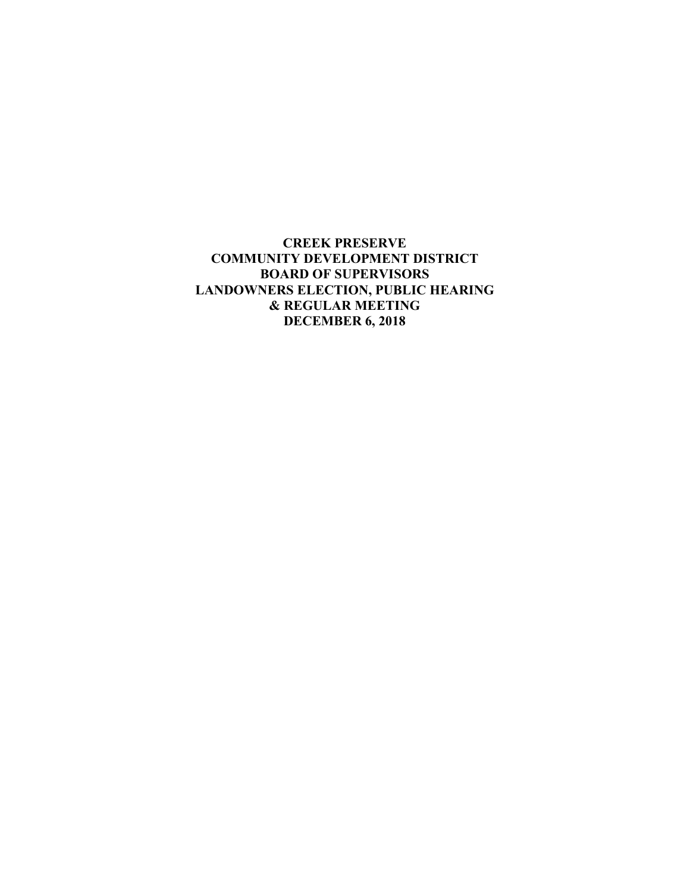**CREEK PRESERVE**
**COMMUNITY DEVELOPMENT DISTRICT**
**BOARD OF SUPERVISORS**
**LANDOWNERS ELECTION, PUBLIC HEARING**
**& REGULAR MEETING**
**DECEMBER 6, 2018**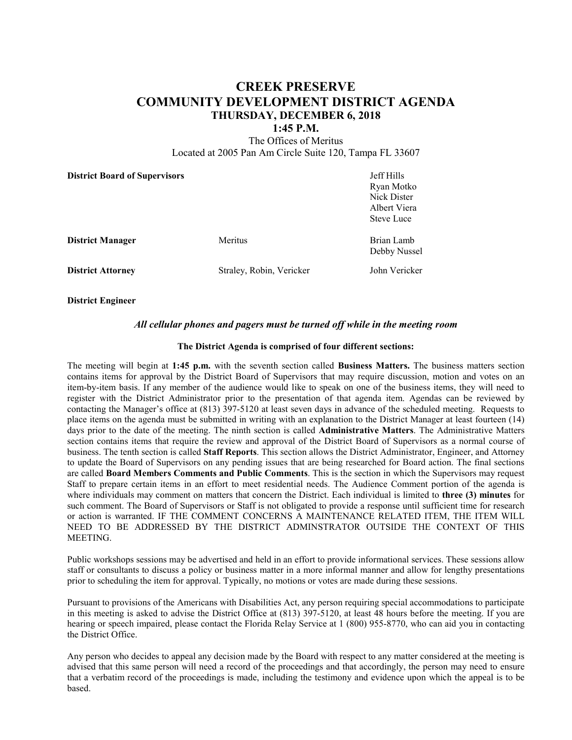# CREEK PRESERVE
# COMMUNITY DEVELOPMENT DISTRICT AGENDA
### THURSDAY, DECEMBER 6, 2018
### 1:45 P.M.

The Offices of Meritus
Located at 2005 Pan Am Circle Suite 120, Tampa FL 33607

| | | |
|---|---|---|
| **District Board of Supervisors** | | Jeff Hills<br>Ryan Motko<br>Nick Dister<br>Albert Viera<br>Steve Luce |
| **District Manager** | Meritus | Brian Lamb<br>Debby Nussel |
| **District Attorney** | Straley, Robin, Vericker | John Vericker |
| **District Engineer** | | |

***All cellular phones and pagers must be turned off while in the meeting room***

**The District Agenda is comprised of four different sections:**

The meeting will begin at **1:45 p.m.** with the seventh section called **Business Matters.** The business matters section contains items for approval by the District Board of Supervisors that may require discussion, motion and votes on an item-by-item basis. If any member of the audience would like to speak on one of the business items, they will need to register with the District Administrator prior to the presentation of that agenda item. Agendas can be reviewed by contacting the Manager's office at (813) 397-5120 at least seven days in advance of the scheduled meeting. Requests to place items on the agenda must be submitted in writing with an explanation to the District Manager at least fourteen (14) days prior to the date of the meeting. The ninth section is called **Administrative Matters**. The Administrative Matters section contains items that require the review and approval of the District Board of Supervisors as a normal course of business. The tenth section is called **Staff Reports**. This section allows the District Administrator, Engineer, and Attorney to update the Board of Supervisors on any pending issues that are being researched for Board action. The final sections are called **Board Members Comments and Public Comments**. This is the section in which the Supervisors may request Staff to prepare certain items in an effort to meet residential needs. The Audience Comment portion of the agenda is where individuals may comment on matters that concern the District. Each individual is limited to **three (3) minutes** for such comment. The Board of Supervisors or Staff is not obligated to provide a response until sufficient time for research or action is warranted. IF THE COMMENT CONCERNS A MAINTENANCE RELATED ITEM, THE ITEM WILL NEED TO BE ADDRESSED BY THE DISTRICT ADMINSTRATOR OUTSIDE THE CONTEXT OF THIS MEETING.

Public workshops sessions may be advertised and held in an effort to provide informational services. These sessions allow staff or consultants to discuss a policy or business matter in a more informal manner and allow for lengthy presentations prior to scheduling the item for approval. Typically, no motions or votes are made during these sessions.

Pursuant to provisions of the Americans with Disabilities Act, any person requiring special accommodations to participate in this meeting is asked to advise the District Office at (813) 397-5120, at least 48 hours before the meeting. If you are hearing or speech impaired, please contact the Florida Relay Service at 1 (800) 955-8770, who can aid you in contacting the District Office.

Any person who decides to appeal any decision made by the Board with respect to any matter considered at the meeting is advised that this same person will need a record of the proceedings and that accordingly, the person may need to ensure that a verbatim record of the proceedings is made, including the testimony and evidence upon which the appeal is to be based.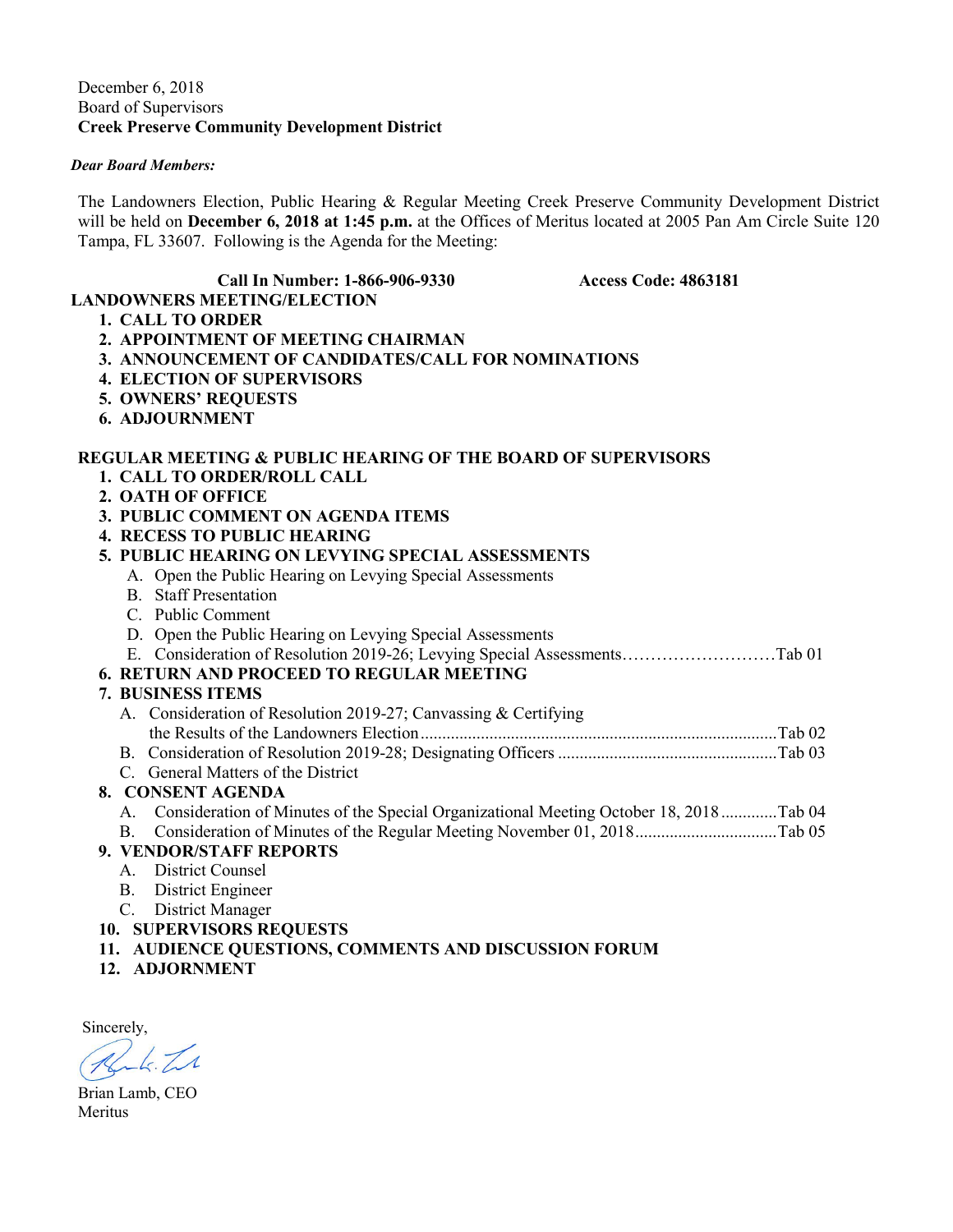December 6, 2018
Board of Supervisors
**Creek Preserve Community Development District**

***Dear Board Members:***

The Landowners Election, Public Hearing & Regular Meeting Creek Preserve Community Development District will be held on **December 6, 2018 at 1:45 p.m.** at the Offices of Meritus located at 2005 Pan Am Circle Suite 120 Tampa, FL 33607. Following is the Agenda for the Meeting:

**Call In Number: 1-866-906-9330 Access Code: 4863181**

**LANDOWNERS MEETING/ELECTION**

1. **CALL TO ORDER**
2. **APPOINTMENT OF MEETING CHAIRMAN**
3. **ANNOUNCEMENT OF CANDIDATES/CALL FOR NOMINATIONS**
4. **ELECTION OF SUPERVISORS**
5. **OWNERS' REQUESTS**
6. **ADJOURNMENT**

**REGULAR MEETING & PUBLIC HEARING OF THE BOARD OF SUPERVISORS**

1. **CALL TO ORDER/ROLL CALL**
2. **OATH OF OFFICE**
3. **PUBLIC COMMENT ON AGENDA ITEMS**
4. **RECESS TO PUBLIC HEARING**
5. **PUBLIC HEARING ON LEVYING SPECIAL ASSESSMENTS**
   A. Open the Public Hearing on Levying Special Assessments
   B. Staff Presentation
   C. Public Comment
   D. Open the Public Hearing on Levying Special Assessments
   E. Consideration of Resolution 2019-26; Levying Special Assessments……………………Tab 01
6. **RETURN AND PROCEED TO REGULAR MEETING**
7. **BUSINESS ITEMS**
   A. Consideration of Resolution 2019-27; Canvassing & Certifying the Results of the Landowners Election..........Tab 02
   B. Consideration of Resolution 2019-28; Designating Officers..........Tab 03
   C. General Matters of the District
8. **CONSENT AGENDA**
   A. Consideration of Minutes of the Special Organizational Meeting October 18, 2018..........Tab 04
   B. Consideration of Minutes of the Regular Meeting November 01, 2018..........Tab 05
9. **VENDOR/STAFF REPORTS**
   A. District Counsel
   B. District Engineer
   C. District Manager
10. **SUPERVISORS REQUESTS**
11. **AUDIENCE QUESTIONS, COMMENTS AND DISCUSSION FORUM**
12. **ADJOURNMENT**

Sincerely,

Brian Lamb, CEO
Meritus